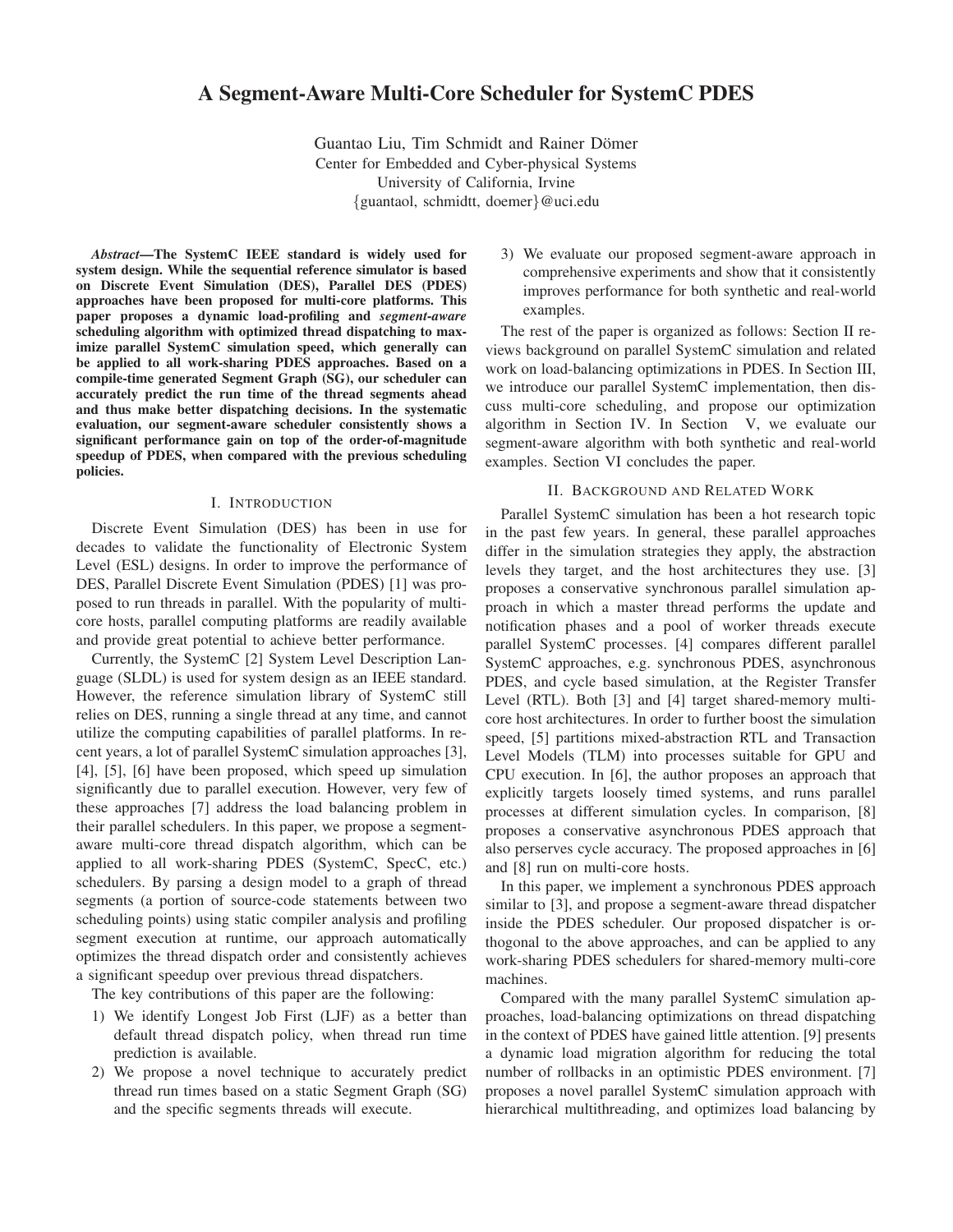# A Segment-Aware Multi-Core Scheduler for SystemC PDES

Guantao Liu, Tim Schmidt and Rainer Dömer
Center for Embedded and Cyber-physical Systems
University of California, Irvine
{guantaol, schmidtt, doemer}@uci.edu

***Abstract*—The SystemC IEEE standard is widely used for system design. While the sequential reference simulator is based on Discrete Event Simulation (DES), Parallel DES (PDES) approaches have been proposed for multi-core platforms. This paper proposes a dynamic load-profiling and *segment-aware* scheduling algorithm with optimized thread dispatching to maximize parallel SystemC simulation speed, which generally can be applied to all work-sharing PDES approaches. Based on a compile-time generated Segment Graph (SG), our scheduler can accurately predict the run time of the thread segments ahead and thus make better dispatching decisions. In the systematic evaluation, our segment-aware scheduler consistently shows a significant performance gain on top of the order-of-magnitude speedup of PDES, when compared with the previous scheduling policies.**

## I. Introduction

Discrete Event Simulation (DES) has been in use for decades to validate the functionality of Electronic System Level (ESL) designs. In order to improve the performance of DES, Parallel Discrete Event Simulation (PDES) [1] was proposed to run threads in parallel. With the popularity of multi-core hosts, parallel computing platforms are readily available and provide great potential to achieve better performance.

Currently, the SystemC [2] System Level Description Language (SLDL) is used for system design as an IEEE standard. However, the reference simulation library of SystemC still relies on DES, running a single thread at any time, and cannot utilize the computing capabilities of parallel platforms. In recent years, a lot of parallel SystemC simulation approaches [3], [4], [5], [6] have been proposed, which speed up simulation significantly due to parallel execution. However, very few of these approaches [7] address the load balancing problem in their parallel schedulers. In this paper, we propose a segment-aware multi-core thread dispatch algorithm, which can be applied to all work-sharing PDES (SystemC, SpecC, etc.) schedulers. By parsing a design model to a graph of thread segments (a portion of source-code statements between two scheduling points) using static compiler analysis and profiling segment execution at runtime, our approach automatically optimizes the thread dispatch order and consistently achieves a significant speedup over previous thread dispatchers.

The key contributions of this paper are the following:

1) We identify Longest Job First (LJF) as a better than default thread dispatch policy, when thread run time prediction is available.
2) We propose a novel technique to accurately predict thread run times based on a static Segment Graph (SG) and the specific segments threads will execute.
3) We evaluate our proposed segment-aware approach in comprehensive experiments and show that it consistently improves performance for both synthetic and real-world examples.

The rest of the paper is organized as follows: Section II reviews background on parallel SystemC simulation and related work on load-balancing optimizations in PDES. In Section III, we introduce our parallel SystemC implementation, then discuss multi-core scheduling, and propose our optimization algorithm in Section IV. In Section V, we evaluate our segment-aware algorithm with both synthetic and real-world examples. Section VI concludes the paper.

## II. Background and Related Work

Parallel SystemC simulation has been a hot research topic in the past few years. In general, these parallel approaches differ in the simulation strategies they apply, the abstraction levels they target, and the host architectures they use. [3] proposes a conservative synchronous parallel simulation approach in which a master thread performs the update and notification phases and a pool of worker threads execute parallel SystemC processes. [4] compares different parallel SystemC approaches, e.g. synchronous PDES, asynchronous PDES, and cycle based simulation, at the Register Transfer Level (RTL). Both [3] and [4] target shared-memory multi-core host architectures. In order to further boost the simulation speed, [5] partitions mixed-abstraction RTL and Transaction Level Models (TLM) into processes suitable for GPU and CPU execution. In [6], the author proposes an approach that explicitly targets loosely timed systems, and runs parallel processes at different simulation cycles. In comparison, [8] proposes a conservative asynchronous PDES approach that also perserves cycle accuracy. The proposed approaches in [6] and [8] run on multi-core hosts.

In this paper, we implement a synchronous PDES approach similar to [3], and propose a segment-aware thread dispatcher inside the PDES scheduler. Our proposed dispatcher is orthogonal to the above approaches, and can be applied to any work-sharing PDES schedulers for shared-memory multi-core machines.

Compared with the many parallel SystemC simulation approaches, load-balancing optimizations on thread dispatching in the context of PDES have gained little attention. [9] presents a dynamic load migration algorithm for reducing the total number of rollbacks in an optimistic PDES environment. [7] proposes a novel parallel SystemC simulation approach with hierarchical multithreading, and optimizes load balancing by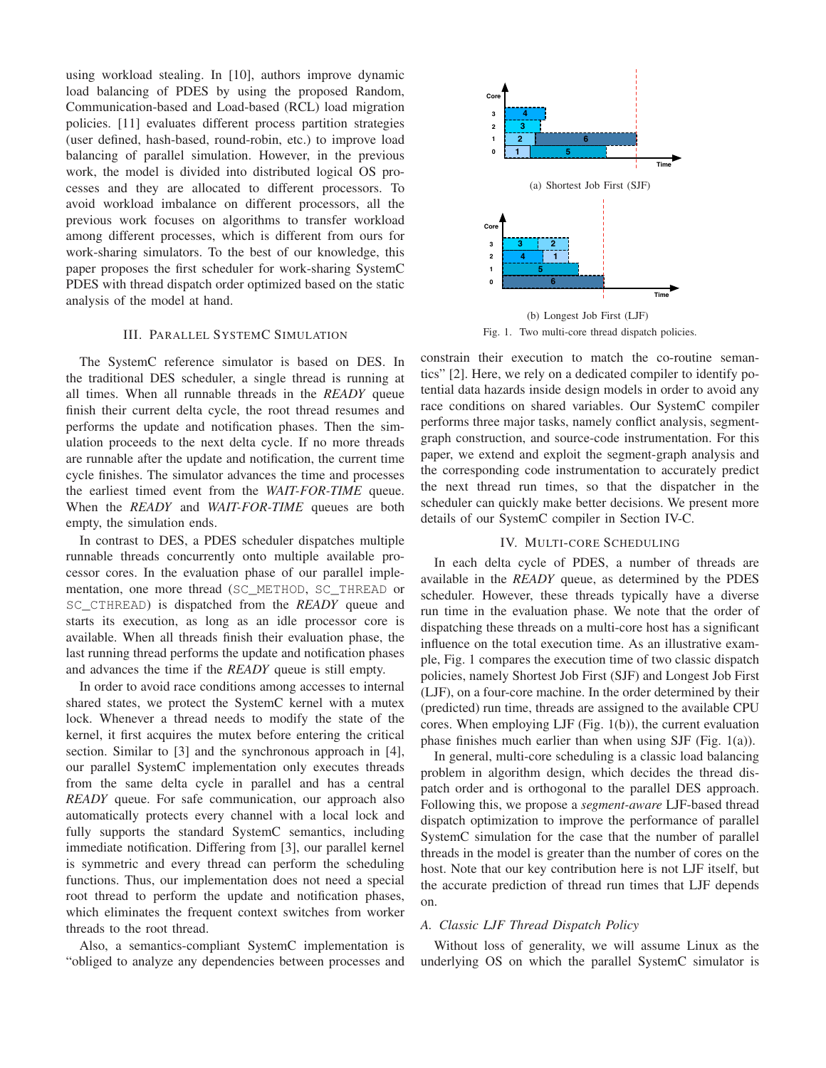using workload stealing. In [10], authors improve dynamic load balancing of PDES by using the proposed Random, Communication-based and Load-based (RCL) load migration policies. [11] evaluates different process partition strategies (user defined, hash-based, round-robin, etc.) to improve load balancing of parallel simulation. However, in the previous work, the model is divided into distributed logical OS processes and they are allocated to different processors. To avoid workload imbalance on different processors, all the previous work focuses on algorithms to transfer workload among different processes, which is different from ours for work-sharing simulators. To the best of our knowledge, this paper proposes the first scheduler for work-sharing SystemC PDES with thread dispatch order optimized based on the static analysis of the model at hand.

## III. Parallel SystemC Simulation

The SystemC reference simulator is based on DES. In the traditional DES scheduler, a single thread is running at all times. When all runnable threads in the *READY* queue finish their current delta cycle, the root thread resumes and performs the update and notification phases. Then the simulation proceeds to the next delta cycle. If no more threads are runnable after the update and notification, the current time cycle finishes. The simulator advances the time and processes the earliest timed event from the *WAIT-FOR-TIME* queue. When the *READY* and *WAIT-FOR-TIME* queues are both empty, the simulation ends.

In contrast to DES, a PDES scheduler dispatches multiple runnable threads concurrently onto multiple available processor cores. In the evaluation phase of our parallel implementation, one more thread (`SC_METHOD`, `SC_THREAD` or `SC_CTHREAD`) is dispatched from the *READY* queue and starts its execution, as long as an idle processor core is available. When all threads finish their evaluation phase, the last running thread performs the update and notification phases and advances the time if the *READY* queue is still empty.

In order to avoid race conditions among accesses to internal shared states, we protect the SystemC kernel with a mutex lock. Whenever a thread needs to modify the state of the kernel, it first acquires the mutex before entering the critical section. Similar to [3] and the synchronous approach in [4], our parallel SystemC implementation only executes threads from the same delta cycle in parallel and has a central *READY* queue. For safe communication, our approach also automatically protects every channel with a local lock and fully supports the standard SystemC semantics, including immediate notification. Differing from [3], our parallel kernel is symmetric and every thread can perform the scheduling functions. Thus, our implementation does not need a special root thread to perform the update and notification phases, which eliminates the frequent context switches from worker threads to the root thread.

Also, a semantics-compliant SystemC implementation is "obliged to analyze any dependencies between processes and constrain their execution to match the co-routine semantics" [2]. Here, we rely on a dedicated compiler to identify potential data hazards inside design models in order to avoid any race conditions on shared variables. Our SystemC compiler performs three major tasks, namely conflict analysis, segment-graph construction, and source-code instrumentation. For this paper, we extend and exploit the segment-graph analysis and the corresponding code instrumentation to accurately predict the next thread run times, so that the dispatcher in the scheduler can quickly make better decisions. We present more details of our SystemC compiler in Section IV-C.

(a) Shortest Job First (SJF)

(b) Longest Job First (LJF)

Fig. 1. Two multi-core thread dispatch policies.

## IV. Multi-core Scheduling

In each delta cycle of PDES, a number of threads are available in the *READY* queue, as determined by the PDES scheduler. However, these threads typically have a diverse run time in the evaluation phase. We note that the order of dispatching these threads on a multi-core host has a significant influence on the total execution time. As an illustrative example, Fig. 1 compares the execution time of two classic dispatch policies, namely Shortest Job First (SJF) and Longest Job First (LJF), on a four-core machine. In the order determined by their (predicted) run time, threads are assigned to the available CPU cores. When employing LJF (Fig. 1(b)), the current evaluation phase finishes much earlier than when using SJF (Fig. 1(a)).

In general, multi-core scheduling is a classic load balancing problem in algorithm design, which decides the thread dispatch order and is orthogonal to the parallel DES approach. Following this, we propose a *segment-aware* LJF-based thread dispatch optimization to improve the performance of parallel SystemC simulation for the case that the number of parallel threads in the model is greater than the number of cores on the host. Note that our key contribution here is not LJF itself, but the accurate prediction of thread run times that LJF depends on.

### A. Classic LJF Thread Dispatch Policy

Without loss of generality, we will assume Linux as the underlying OS on which the parallel SystemC simulator is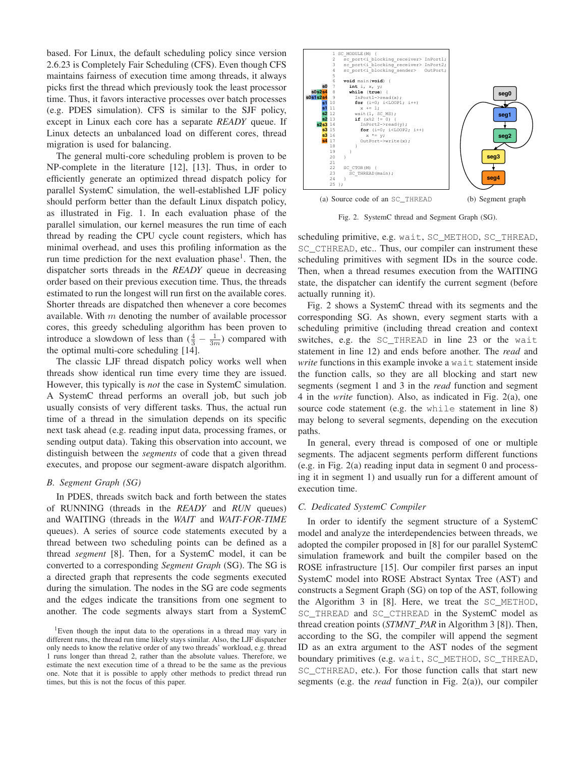based. For Linux, the default scheduling policy since version 2.6.23 is Completely Fair Scheduling (CFS). Even though CFS maintains fairness of execution time among threads, it always picks first the thread which previously took the least processor time. Thus, it favors interactive processes over batch processes (e.g. PDES simulation). CFS is similar to the SJF policy, except in Linux each core has a separate *READY* queue. If Linux detects an unbalanced load on different cores, thread migration is used for balancing.

The general multi-core scheduling problem is proven to be NP-complete in the literature [12], [13]. Thus, in order to efficiently generate an optimized thread dispatch policy for parallel SystemC simulation, the well-established LJF policy should perform better than the default Linux dispatch policy, as illustrated in Fig. 1. In each evaluation phase of the parallel simulation, our kernel measures the run time of each thread by reading the CPU cycle count registers, which has minimal overhead, and uses this profiling information as the run time prediction for the next evaluation phase[1]. Then, the dispatcher sorts threads in the *READY* queue in decreasing order based on their previous execution time. Thus, the threads estimated to run the longest will run first on the available cores. Shorter threads are dispatched then whenever a core becomes available. With $m$ denoting the number of available processor cores, this greedy scheduling algorithm has been proven to introduce a slowdown of less than $(\frac{4}{3} - \frac{1}{3m})$ compared with the optimal multi-core scheduling [14].

The classic LJF thread dispatch policy works well when threads show identical run time every time they are issued. However, this typically is *not* the case in SystemC simulation. A SystemC thread performs an overall job, but such job usually consists of very different tasks. Thus, the actual run time of a thread in the simulation depends on its specific next task ahead (e.g. reading input data, processing frames, or sending output data). Taking this observation into account, we distinguish between the *segments* of code that a given thread executes, and propose our segment-aware dispatch algorithm.

### B. Segment Graph (SG)

In PDES, threads switch back and forth between the states of RUNNING (threads in the *READY* and *RUN* queues) and WAITING (threads in the *WAIT* and *WAIT-FOR-TIME* queues). A series of source code statements executed by a thread between two scheduling points can be defined as a thread *segment* [8]. Then, for a SystemC model, it can be converted to a corresponding *Segment Graph* (SG). The SG is a directed graph that represents the code segments executed during the simulation. The nodes in the SG are code segments and the edges indicate the transitions from one segment to another. The code segments always start from a SystemC scheduling primitive, e.g. wait, SC_METHOD, SC_THREAD, SC_CTHREAD, etc.. Thus, our compiler can instrument these scheduling primitives with segment IDs in the source code. Then, when a thread resumes execution from the WAITING state, the dispatcher can identify the current segment (before actually running it).

[1]Even though the input data to the operations in a thread may vary in different runs, the thread run time likely stays similar. Also, the LJF dispatcher only needs to know the relative order of any two threads' workload, e.g. thread 1 runs longer than thread 2, rather than the absolute values. Therefore, we estimate the next execution time of a thread to be the same as the previous one. Note that it is possible to apply other methods to predict thread run times, but this is not the focus of this paper.

```
          1  SC_MODULE(M) {
          2    sc_port<i_blocking_receiver> InPort1;
          3    sc_port<i_blocking_receiver> InPort2;
          4    sc_port<i_blocking_sender>   OutPort;
          5
          6    void main(void) {
s0        7      int i, x, y;
s0s2s4    8      while (true) {
s0s1s2s4  9        InPort1->read(x);
s1       10        for (i=0; i<LOOP1; i++)
s1       11          x += 1;
s2       12        wait(1, SC_MS);
s2       13        if (x%2 != 0) {
s2s3     14          InPort2->read(y);
s3       15          for (i=0; i<LOOP2; i++)
s3       16            x *= y;
s4       17          OutPort->write(x);
         18        }
         19      }
         20    }
         21
         22    SC_CTOR(M) {
         23      SC_THREAD(main);
         24    }
         25  };
```

(a) Source code of an SC_THREAD (b) Segment graph

Fig. 2. SystemC thread and Segment Graph (SG).

Fig. 2 shows a SystemC thread with its segments and the corresponding SG. As shown, every segment starts with a scheduling primitive (including thread creation and context switches, e.g. the SC_THREAD in line 23 or the wait statement in line 12) and ends before another. The *read* and *write* functions in this example invoke a wait statement inside the function calls, so they are all blocking and start new segments (segment 1 and 3 in the *read* function and segment 4 in the *write* function). Also, as indicated in Fig. 2(a), one source code statement (e.g. the while statement in line 8) may belong to several segments, depending on the execution paths.

In general, every thread is composed of one or multiple segments. The adjacent segments perform different functions (e.g. in Fig. 2(a) reading input data in segment 0 and processing it in segment 1) and usually run for a different amount of execution time.

### C. Dedicated SystemC Compiler

In order to identify the segment structure of a SystemC model and analyze the interdependencies between threads, we adopted the compiler proposed in [8] for our parallel SystemC simulation framework and built the compiler based on the ROSE infrastructure [15]. Our compiler first parses an input SystemC model into ROSE Abstract Syntax Tree (AST) and constructs a Segment Graph (SG) on top of the AST, following the Algorithm 3 in [8]. Here, we treat the SC_METHOD, SC_THREAD and SC_CTHREAD in the SystemC model as thread creation points (*STMNT_PAR* in Algorithm 3 [8]). Then, according to the SG, the compiler will append the segment ID as an extra argument to the AST nodes of the segment boundary primitives (e.g. wait, SC_METHOD, SC_THREAD, SC_CTHREAD, etc.). For those function calls that start new segments (e.g. the *read* function in Fig. 2(a)), our compiler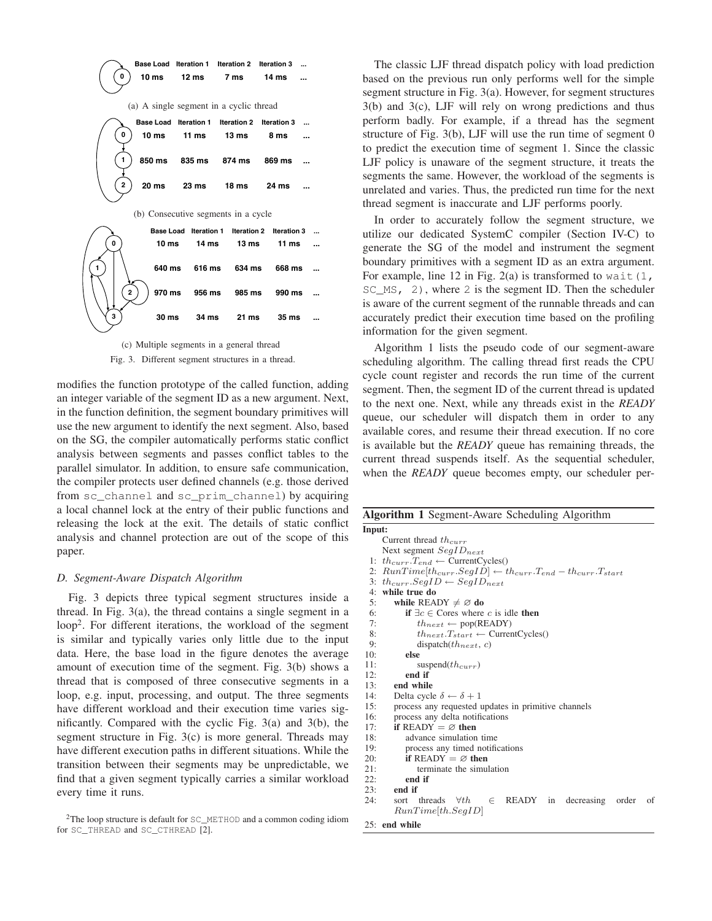| | Base Load | Iteration 1 | Iteration 2 | Iteration 3 | ... |
|---|---|---|---|---|---|
| 0 | 10 ms | 12 ms | 7 ms | 14 ms | ... |

(a) A single segment in a cyclic thread

| | Base Load | Iteration 1 | Iteration 2 | Iteration 3 | ... |
|---|---|---|---|---|---|
| 0 | 10 ms | 11 ms | 13 ms | 8 ms | ... |
| 1 | 850 ms | 835 ms | 874 ms | 869 ms | ... |
| 2 | 20 ms | 23 ms | 18 ms | 24 ms | ... |

(b) Consecutive segments in a cycle

| | Base Load | Iteration 1 | Iteration 2 | Iteration 3 | ... |
|---|---|---|---|---|---|
| 0 | 10 ms | 14 ms | 13 ms | 11 ms | ... |
| 1 | 640 ms | 616 ms | 634 ms | 668 ms | ... |
| 2 | 970 ms | 956 ms | 985 ms | 990 ms | ... |
| 3 | 30 ms | 34 ms | 21 ms | 35 ms | ... |

(c) Multiple segments in a general thread

Fig. 3. Different segment structures in a thread.

modifies the function prototype of the called function, adding an integer variable of the segment ID as a new argument. Next, in the function definition, the segment boundary primitives will use the new argument to identify the next segment. Also, based on the SG, the compiler automatically performs static conflict analysis between segments and passes conflict tables to the parallel simulator. In addition, to ensure safe communication, the compiler protects user defined channels (e.g. those derived from `sc_channel` and `sc_prim_channel`) by acquiring a local channel lock at the entry of their public functions and releasing the lock at the exit. The details of static conflict analysis and channel protection are out of the scope of this paper.

### D. Segment-Aware Dispatch Algorithm

Fig. 3 depicts three typical segment structures inside a thread. In Fig. 3(a), the thread contains a single segment in a loop[2]. For different iterations, the workload of the segment is similar and typically varies only little due to the input data. Here, the base load in the figure denotes the average amount of execution time of the segment. Fig. 3(b) shows a thread that is composed of three consecutive segments in a loop, e.g. input, processing, and output. The three segments have different workload and their execution time varies significantly. Compared with the cyclic Fig. 3(a) and 3(b), the segment structure in Fig. 3(c) is more general. Threads may have different execution paths in different situations. While the transition between their segments may be unpredictable, we find that a given segment typically carries a similar workload every time it runs.

[2] The loop structure is default for `SC_METHOD` and a common coding idiom for `SC_THREAD` and `SC_CTHREAD` [2].

The classic LJF thread dispatch policy with load prediction based on the previous run only performs well for the simple segment structure in Fig. 3(a). However, for segment structures 3(b) and 3(c), LJF will rely on wrong predictions and thus perform badly. For example, if a thread has the segment structure of Fig. 3(b), LJF will use the run time of segment 0 to predict the execution time of segment 1. Since the classic LJF policy is unaware of the segment structure, it treats the segments the same. However, the workload of the segments is unrelated and varies. Thus, the predicted run time for the next thread segment is inaccurate and LJF performs poorly.

In order to accurately follow the segment structure, we utilize our dedicated SystemC compiler (Section IV-C) to generate the SG of the model and instrument the segment boundary primitives with a segment ID as an extra argument. For example, line 12 in Fig. 2(a) is transformed to `wait(1, SC_MS, 2)`, where `2` is the segment ID. Then the scheduler is aware of the current segment of the runnable threads and can accurately predict their execution time based on the profiling information for the given segment.

Algorithm 1 lists the pseudo code of our segment-aware scheduling algorithm. The calling thread first reads the CPU cycle count register and records the run time of the current segment. Then, the segment ID of the current thread is updated to the next one. Next, while any threads exist in the *READY* queue, our scheduler will dispatch them in order to any available cores, and resume their thread execution. If no core is available but the *READY* queue has remaining threads, the current thread suspends itself. As the sequential scheduler, when the *READY* queue becomes empty, our scheduler per-

**Algorithm 1** Segment-Aware Scheduling Algorithm

**Input:**
Current thread $th_{curr}$
Next segment $SegID_{next}$

1: $th_{curr}.T_{end} \leftarrow$ CurrentCycles()
2: $RunTime[th_{curr}.SegID] \leftarrow th_{curr}.T_{end} - th_{curr}.T_{start}$
3: $th_{curr}.SegID \leftarrow SegID_{next}$
4: **while true do**
5: &nbsp;&nbsp;&nbsp;**while** READY $\neq \varnothing$ **do**
6: &nbsp;&nbsp;&nbsp;&nbsp;&nbsp;&nbsp;**if** $\exists c \in$ Cores where $c$ is idle **then**
7: &nbsp;&nbsp;&nbsp;&nbsp;&nbsp;&nbsp;&nbsp;&nbsp;&nbsp;$th_{next} \leftarrow$ pop(READY)
8: &nbsp;&nbsp;&nbsp;&nbsp;&nbsp;&nbsp;&nbsp;&nbsp;&nbsp;$th_{next}.T_{start} \leftarrow$ CurrentCycles()
9: &nbsp;&nbsp;&nbsp;&nbsp;&nbsp;&nbsp;&nbsp;&nbsp;&nbsp;dispatch($th_{next}$, $c$)
10: &nbsp;&nbsp;&nbsp;&nbsp;&nbsp;**else**
11: &nbsp;&nbsp;&nbsp;&nbsp;&nbsp;&nbsp;&nbsp;&nbsp;suspend($th_{curr}$)
12: &nbsp;&nbsp;&nbsp;&nbsp;&nbsp;**end if**
13: &nbsp;&nbsp;**end while**
14: &nbsp;&nbsp;Delta cycle $\delta \leftarrow \delta + 1$
15: &nbsp;&nbsp;process any requested updates in primitive channels
16: &nbsp;&nbsp;process any delta notifications
17: &nbsp;&nbsp;**if** READY $= \varnothing$ **then**
18: &nbsp;&nbsp;&nbsp;&nbsp;&nbsp;advance simulation time
19: &nbsp;&nbsp;&nbsp;&nbsp;&nbsp;process any timed notifications
20: &nbsp;&nbsp;&nbsp;&nbsp;&nbsp;**if** READY $= \varnothing$ **then**
21: &nbsp;&nbsp;&nbsp;&nbsp;&nbsp;&nbsp;&nbsp;&nbsp;terminate the simulation
22: &nbsp;&nbsp;&nbsp;&nbsp;&nbsp;**end if**
23: &nbsp;&nbsp;**end if**
24: &nbsp;&nbsp;sort threads $\forall th \in$ READY in decreasing order of $RunTime[th.SegID]$
25: **end while**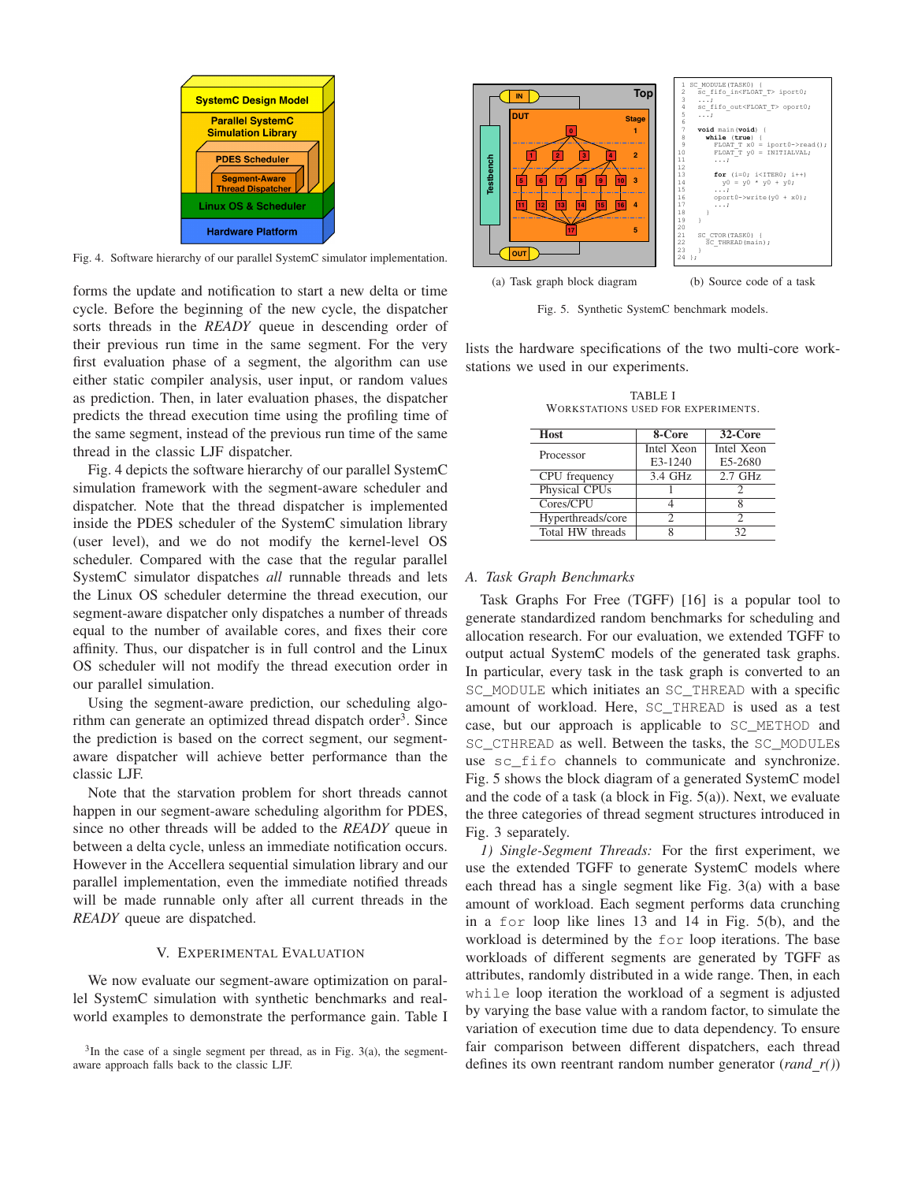Fig. 4. Software hierarchy of our parallel SystemC simulator implementation.

forms the update and notification to start a new delta or time cycle. Before the beginning of the new cycle, the dispatcher sorts threads in the *READY* queue in descending order of their previous run time in the same segment. For the very first evaluation phase of a segment, the algorithm can use either static compiler analysis, user input, or random values as prediction. Then, in later evaluation phases, the dispatcher predicts the thread execution time using the profiling time of the same segment, instead of the previous run time of the same thread in the classic LJF dispatcher.

Fig. 4 depicts the software hierarchy of our parallel SystemC simulation framework with the segment-aware scheduler and dispatcher. Note that the thread dispatcher is implemented inside the PDES scheduler of the SystemC simulation library (user level), and we do not modify the kernel-level OS scheduler. Compared with the case that the regular parallel SystemC simulator dispatches *all* runnable threads and lets the Linux OS scheduler determine the thread execution, our segment-aware dispatcher only dispatches a number of threads equal to the number of available cores, and fixes their core affinity. Thus, our dispatcher is in full control and the Linux OS scheduler will not modify the thread execution order in our parallel simulation.

Using the segment-aware prediction, our scheduling algorithm can generate an optimized thread dispatch order[3]. Since the prediction is based on the correct segment, our segment-aware dispatcher will achieve better performance than the classic LJF.

Note that the starvation problem for short threads cannot happen in our segment-aware scheduling algorithm for PDES, since no other threads will be added to the *READY* queue in between a delta cycle, unless an immediate notification occurs. However in the Accellera sequential simulation library and our parallel implementation, even the immediate notified threads will be made runnable only after all current threads in the *READY* queue are dispatched.

## V. Experimental Evaluation

We now evaluate our segment-aware optimization on parallel SystemC simulation with synthetic benchmarks and real-world examples to demonstrate the performance gain. Table I lists the hardware specifications of the two multi-core workstations we used in our experiments.

[3] In the case of a single segment per thread, as in Fig. 3(a), the segment-aware approach falls back to the classic LJF.

```
1  SC_MODULE(TASK0) {
2    sc_fifo_in<FLOAT_T> iport0;
3    ...;
4    sc_fifo_out<FLOAT_T> oport0;
5    ...;
6
7    void main(void) {
8      while (true) {
9        FLOAT_T x0 = iport0->read();
10       FLOAT_T y0 = INITIALVAL;
11       ...;
12
13       for (i=0; i<ITER0; i++)
14         y0 = y0 * y0 + y0;
15       ...;
16       oport0->write(y0 + x0);
17       ...;
18     }
19   }
20
21   SC_CTOR(TASK0) {
22     SC_THREAD(main);
23   }
24 };
```

(a) Task graph block diagram (b) Source code of a task

Fig. 5. Synthetic SystemC benchmark models.

TABLE I
Workstations used for experiments.

| Host | 8-Core | 32-Core |
|---|---|---|
| Processor | Intel Xeon E3-1240 | Intel Xeon E5-2680 |
| CPU frequency | 3.4 GHz | 2.7 GHz |
| Physical CPUs | 1 | 2 |
| Cores/CPU | 4 | 8 |
| Hyperthreads/core | 2 | 2 |
| Total HW threads | 8 | 32 |

### *A. Task Graph Benchmarks*

Task Graphs For Free (TGFF) [16] is a popular tool to generate standardized random benchmarks for scheduling and allocation research. For our evaluation, we extended TGFF to output actual SystemC models of the generated task graphs. In particular, every task in the task graph is converted to an `SC_MODULE` which initiates an `SC_THREAD` with a specific amount of workload. Here, `SC_THREAD` is used as a test case, but our approach is applicable to `SC_METHOD` and `SC_CTHREAD` as well. Between the tasks, the `SC_MODULE`s use `sc_fifo` channels to communicate and synchronize. Fig. 5 shows the block diagram of a generated SystemC model and the code of a task (a block in Fig. 5(a)). Next, we evaluate the three categories of thread segment structures introduced in Fig. 3 separately.

*1) Single-Segment Threads:* For the first experiment, we use the extended TGFF to generate SystemC models where each thread has a single segment like Fig. 3(a) with a base amount of workload. Each segment performs data crunching in a `for` loop like lines 13 and 14 in Fig. 5(b), and the workload is determined by the `for` loop iterations. The base workloads of different segments are generated by TGFF as attributes, randomly distributed in a wide range. Then, in each `while` loop iteration the workload of a segment is adjusted by varying the base value with a random factor, to simulate the variation of execution time due to data dependency. To ensure fair comparison between different dispatchers, each thread defines its own reentrant random number generator (*rand_r()*)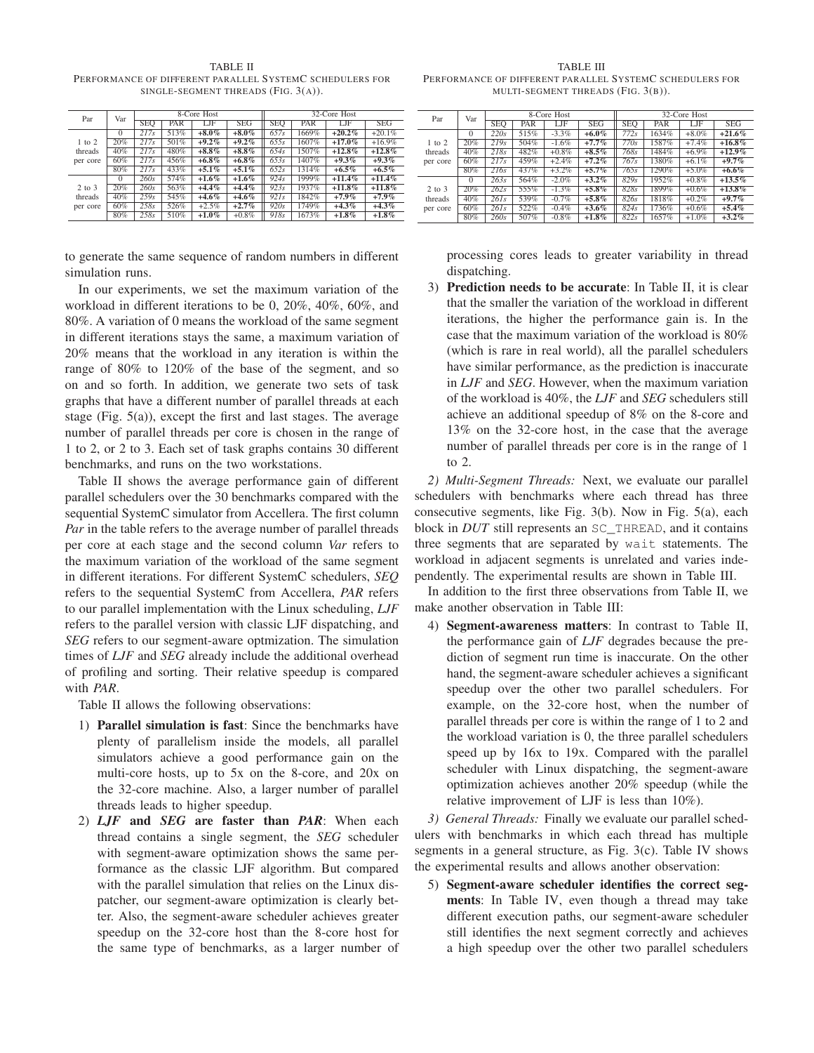TABLE II
PERFORMANCE OF DIFFERENT PARALLEL SYSTEMC SCHEDULERS FOR SINGLE-SEGMENT THREADS (FIG. 3(A)).

| Par | Var | 8-Core Host | | | | 32-Core Host | | | |
|---|---|---|---|---|---|---|---|---|---|
| | | SEQ | PAR | LJF | SEG | SEQ | PAR | LJF | SEG |
| 1 to 2 threads per core | 0 | *217s* | 513% | **+8.0%** | **+8.0%** | *657s* | 1669% | **+20.2%** | +20.1% |
| | 20% | *217s* | 501% | **+9.2%** | **+9.2%** | *655s* | 1607% | **+17.0%** | +16.9% |
| | 40% | *217s* | 480% | **+8.8%** | **+8.8%** | *654s* | 1507% | **+12.8%** | **+12.8%** |
| | 60% | *217s* | 456% | **+6.8%** | **+6.8%** | *653s* | 1407% | **+9.3%** | **+9.3%** |
| | 80% | *217s* | 433% | **+5.1%** | **+5.1%** | *652s* | 1314% | **+6.5%** | **+6.5%** |
| 2 to 3 threads per core | 0 | *260s* | 574% | **+1.6%** | **+1.6%** | *924s* | 1999% | **+11.4%** | **+11.4%** |
| | 20% | *260s* | 563% | **+4.4%** | **+4.4%** | *923s* | 1937% | **+11.8%** | **+11.8%** |
| | 40% | *259s* | 545% | **+4.6%** | **+4.6%** | *921s* | 1842% | **+7.9%** | **+7.9%** |
| | 60% | *258s* | 526% | +2.5% | **+2.7%** | *920s* | 1749% | **+4.3%** | **+4.3%** |
| | 80% | *258s* | 510% | **+1.0%** | +0.8% | *918s* | 1673% | **+1.8%** | **+1.8%** |

TABLE III
PERFORMANCE OF DIFFERENT PARALLEL SYSTEMC SCHEDULERS FOR MULTI-SEGMENT THREADS (FIG. 3(B)).

| Par | Var | 8-Core Host | | | | 32-Core Host | | | |
|---|---|---|---|---|---|---|---|---|---|
| | | SEQ | PAR | LJF | SEG | SEQ | PAR | LJF | SEG |
| 1 to 2 threads per core | 0 | *220s* | 515% | -3.3% | **+6.0%** | *772s* | 1634% | +8.0% | **+21.6%** |
| | 20% | *219s* | 504% | -1.6% | **+7.7%** | *770s* | 1587% | +7.4% | **+16.8%** |
| | 40% | *218s* | 482% | +0.8% | **+8.5%** | *768s* | 1484% | +6.9% | **+12.9%** |
| | 60% | *217s* | 459% | +2.4% | **+7.2%** | *767s* | 1380% | +6.1% | **+9.7%** |
| | 80% | *216s* | 437% | +3.2% | **+5.7%** | *765s* | 1290% | +5.0% | **+6.6%** |
| 2 to 3 threads per core | 0 | *263s* | 564% | -2.0% | **+3.2%** | *829s* | 1952% | +0.8% | **+13.5%** |
| | 20% | *262s* | 555% | -1.3% | **+5.8%** | *828s* | 1899% | +0.6% | **+13.8%** |
| | 40% | *261s* | 539% | -0.7% | **+5.8%** | *826s* | 1818% | +0.2% | **+9.7%** |
| | 60% | *261s* | 522% | -0.4% | **+3.6%** | *824s* | 1736% | +0.6% | **+5.4%** |
| | 80% | *260s* | 507% | -0.8% | **+1.8%** | *822s* | 1657% | +1.0% | **+3.2%** |

to generate the same sequence of random numbers in different simulation runs.

In our experiments, we set the maximum variation of the workload in different iterations to be 0, 20%, 40%, 60%, and 80%. A variation of 0 means the workload of the same segment in different iterations stays the same, a maximum variation of 20% means that the workload in any iteration is within the range of 80% to 120% of the base of the segment, and so on and so forth. In addition, we generate two sets of task graphs that have a different number of parallel threads at each stage (Fig. 5(a)), except the first and last stages. The average number of parallel threads per core is chosen in the range of 1 to 2, or 2 to 3. Each set of task graphs contains 30 different benchmarks, and runs on the two workstations.

Table II shows the average performance gain of different parallel schedulers over the 30 benchmarks compared with the sequential SystemC simulator from Accellera. The first column *Par* in the table refers to the average number of parallel threads per core at each stage and the second column *Var* refers to the maximum variation of the workload of the same segment in different iterations. For different SystemC schedulers, *SEQ* refers to the sequential SystemC from Accellera, *PAR* refers to our parallel implementation with the Linux scheduling, *LJF* refers to the parallel version with classic LJF dispatching, and *SEG* refers to our segment-aware optmization. The simulation times of *LJF* and *SEG* already include the additional overhead of profiling and sorting. Their relative speedup is compared with *PAR*.

Table II allows the following observations:

1) **Parallel simulation is fast**: Since the benchmarks have plenty of parallelism inside the models, all parallel simulators achieve a good performance gain on the multi-core hosts, up to 5x on the 8-core, and 20x on the 32-core machine. Also, a larger number of parallel threads leads to higher speedup.
2) ***LJF* and *SEG* are faster than *PAR***: When each thread contains a single segment, the *SEG* scheduler with segment-aware optimization shows the same performance as the classic LJF algorithm. But compared with the parallel simulation that relies on the Linux dispatcher, our segment-aware optimization is clearly better. Also, the segment-aware scheduler achieves greater speedup on the 32-core host than the 8-core host for the same type of benchmarks, as a larger number of processing cores leads to greater variability in thread dispatching.
3) **Prediction needs to be accurate**: In Table II, it is clear that the smaller the variation of the workload in different iterations, the higher the performance gain is. In the case that the maximum variation of the workload is 80% (which is rare in real world), all the parallel schedulers have similar performance, as the prediction is inaccurate in *LJF* and *SEG*. However, when the maximum variation of the workload is 40%, the *LJF* and *SEG* schedulers still achieve an additional speedup of 8% on the 8-core and 13% on the 32-core host, in the case that the average number of parallel threads per core is in the range of 1 to 2.

*2) Multi-Segment Threads:* Next, we evaluate our parallel schedulers with benchmarks where each thread has three consecutive segments, like Fig. 3(b). Now in Fig. 5(a), each block in *DUT* still represents an `SC_THREAD`, and it contains three segments that are separated by `wait` statements. The workload in adjacent segments is unrelated and varies independently. The experimental results are shown in Table III.

In addition to the first three observations from Table II, we make another observation in Table III:

4) **Segment-awareness matters**: In contrast to Table II, the performance gain of *LJF* degrades because the prediction of segment run time is inaccurate. On the other hand, the segment-aware scheduler achieves a significant speedup over the other two parallel schedulers. For example, on the 32-core host, when the number of parallel threads per core is within the range of 1 to 2 and the workload variation is 0, the three parallel schedulers speed up by 16x to 19x. Compared with the parallel scheduler with Linux dispatching, the segment-aware optimization achieves another 20% speedup (while the relative improvement of LJF is less than 10%).

*3) General Threads:* Finally we evaluate our parallel schedulers with benchmarks in which each thread has multiple segments in a general structure, as Fig. 3(c). Table IV shows the experimental results and allows another observation:

5) **Segment-aware scheduler identifies the correct segments**: In Table IV, even though a thread may take different execution paths, our segment-aware scheduler still identifies the next segment correctly and achieves a high speedup over the other two parallel schedulers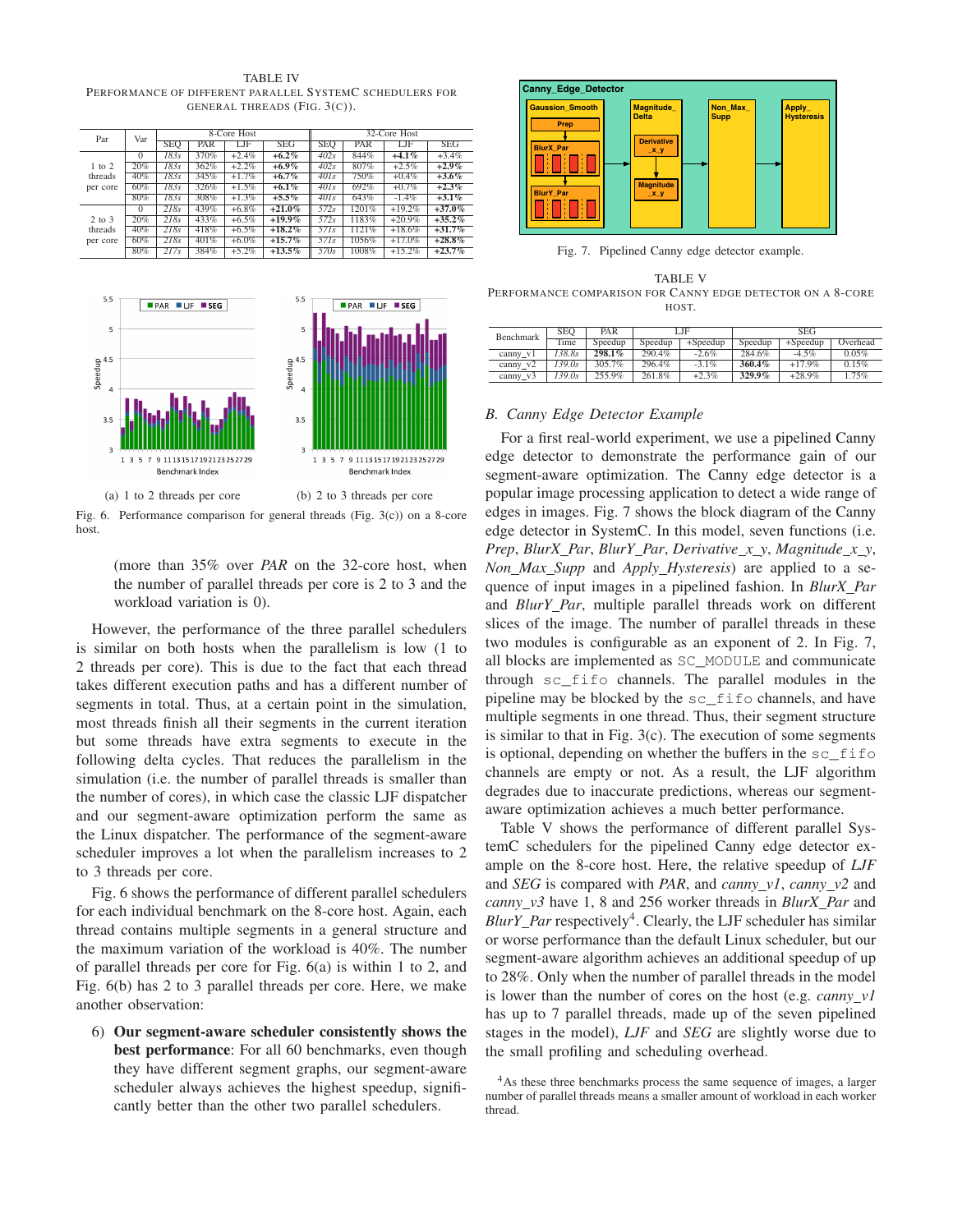TABLE IV
PERFORMANCE OF DIFFERENT PARALLEL SYSTEMC SCHEDULERS FOR GENERAL THREADS (FIG. 3(C)).

| Par | Var | 8-Core Host | | | | 32-Core Host | | | |
|---|---|---|---|---|---|---|---|---|---|
| | | SEQ | PAR | LJF | SEG | SEQ | PAR | LJF | SEG |
| 1 to 2 threads per core | 0 | *183s* | 370% | +2.4% | **+6.2%** | *402s* | 844% | **+4.1%** | +3.4% |
| | 20% | *183s* | 362% | +2.2% | **+6.9%** | *402s* | 807% | +2.5% | **+2.9%** |
| | 40% | *183s* | 345% | +1.7% | **+6.7%** | *401s* | 750% | +0.4% | **+3.6%** |
| | 60% | *183s* | 326% | +1.5% | **+6.1%** | *401s* | 692% | +0.7% | **+2.3%** |
| | 80% | *183s* | 308% | +1.3% | **+5.5%** | *401s* | 643% | -1.4% | **+3.1%** |
| 2 to 3 threads per core | 0 | *218s* | 439% | +6.8% | **+21.0%** | *572s* | 1201% | +19.2% | **+37.0%** |
| | 20% | *218s* | 433% | +6.5% | **+19.9%** | *572s* | 1183% | +20.9% | **+35.2%** |
| | 40% | *218s* | 418% | +6.5% | **+18.2%** | *571s* | 1121% | +18.6% | **+31.7%** |
| | 60% | *218s* | 401% | +6.0% | **+15.7%** | *571s* | 1056% | +17.0% | **+28.8%** |
| | 80% | *217s* | 384% | +5.2% | **+13.5%** | *570s* | 1008% | +15.2% | **+23.7%** |

(a) 1 to 2 threads per core (b) 2 to 3 threads per core

Fig. 6. Performance comparison for general threads (Fig. 3(c)) on a 8-core host.

(more than 35% over *PAR* on the 32-core host, when the number of parallel threads per core is 2 to 3 and the workload variation is 0).

However, the performance of the three parallel schedulers is similar on both hosts when the parallelism is low (1 to 2 threads per core). This is due to the fact that thread takes different execution paths and has a different number of segments in total. Thus, at a certain point in the simulation, most threads finish all their segments in the current iteration but some threads have extra segments to execute in the following delta cycles. That reduces the parallelism in the simulation (i.e. the number of parallel threads is smaller than the number of cores), in which case the classic LJF dispatcher and our segment-aware optimization perform the same as the Linux dispatcher. The performance of the segment-aware scheduler improves a lot when the parallelism increases to 2 to 3 threads per core.

Fig. 6 shows the performance of different parallel schedulers for each individual benchmark on the 8-core host. Again, each thread contains multiple segments in a general structure and the maximum variation of the workload is 40%. The number of parallel threads per core for Fig. 6(a) is within 1 to 2, and Fig. 6(b) has 2 to 3 parallel threads per core. Here, we make another observation:

6) **Our segment-aware scheduler consistently shows the best performance**: For all 60 benchmarks, even though they have different segment graphs, our segment-aware scheduler always achieves the highest speedup, significantly better than the other two parallel schedulers.

Fig. 7. Pipelined Canny edge detector example.

TABLE V
PERFORMANCE COMPARISON FOR CANNY EDGE DETECTOR ON A 8-CORE HOST.

| Benchmark | SEQ | PAR | LJF | | SEG | | |
|---|---|---|---|---|---|---|---|
| | Time | Speedup | Speedup | +Speedup | Speedup | +Speedup | Overhead |
| canny_v1 | *138.8s* | **298.1%** | 290.4% | -2.6% | 284.6% | -4.5% | 0.05% |
| canny_v2 | *139.0s* | 305.7% | 296.4% | -3.1% | **360.4%** | +17.9% | 0.15% |
| canny_v3 | *139.0s* | 255.9% | 261.8% | +2.3% | **329.9%** | +28.9% | 1.75% |

## B. Canny Edge Detector Example

For a first real-world experiment, we use a pipelined Canny edge detector to demonstrate the performance gain of our segment-aware optimization. The Canny edge detector is a popular image processing application to detect a wide range of edges in images. Fig. 7 shows the block diagram of the Canny edge detector in SystemC. In this model, seven functions (i.e. *Prep*, *BlurX_Par*, *BlurY_Par*, *Derivative_x_y*, *Magnitude_x_y*, *Non_Max_Supp* and *Apply_Hysteresis*) are applied to a sequence of input images in a pipelined fashion. In *BlurX_Par* and *BlurY_Par*, multiple parallel threads work on different slices of the image. The number of parallel threads in these two modules is configurable as an exponent of 2. In Fig. 7, all blocks are implemented as `SC_MODULE` and communicate through `sc_fifo` channels. The parallel modules in the pipeline may be blocked by the `sc_fifo` channels, and have multiple segments in one thread. Thus, their segment structure is similar to that in Fig. 3(c). The execution of some segments is optional, depending on whether the buffers in the `sc_fifo` channels are empty or not. As a result, the LJF algorithm degrades due to inaccurate predictions, whereas our segment-aware optimization achieves a much better performance.

Table V shows the performance of different parallel SystemC schedulers for the pipelined Canny edge detector example on the 8-core host. Here, the relative speedup of *LJF* and *SEG* is compared with *PAR*, and *canny_v1*, *canny_v2* and *canny_v3* have 1, 8 and 256 worker threads in *BlurX_Par* and *BlurY_Par* respectively[4]. Clearly, the LJF scheduler has similar or worse performance than the default Linux scheduler, but our segment-aware algorithm achieves an additional speedup of up to 28%. Only when the number of parallel threads in the model is lower than the number of cores on the host (e.g. *canny_v1* has up to 7 parallel threads, made up of the seven pipelined stages in the model), *LJF* and *SEG* are slightly worse due to the small profiling and scheduling overhead.

[4] As these three benchmarks process the same sequence of images, a larger number of parallel threads means a smaller amount of workload in each worker thread.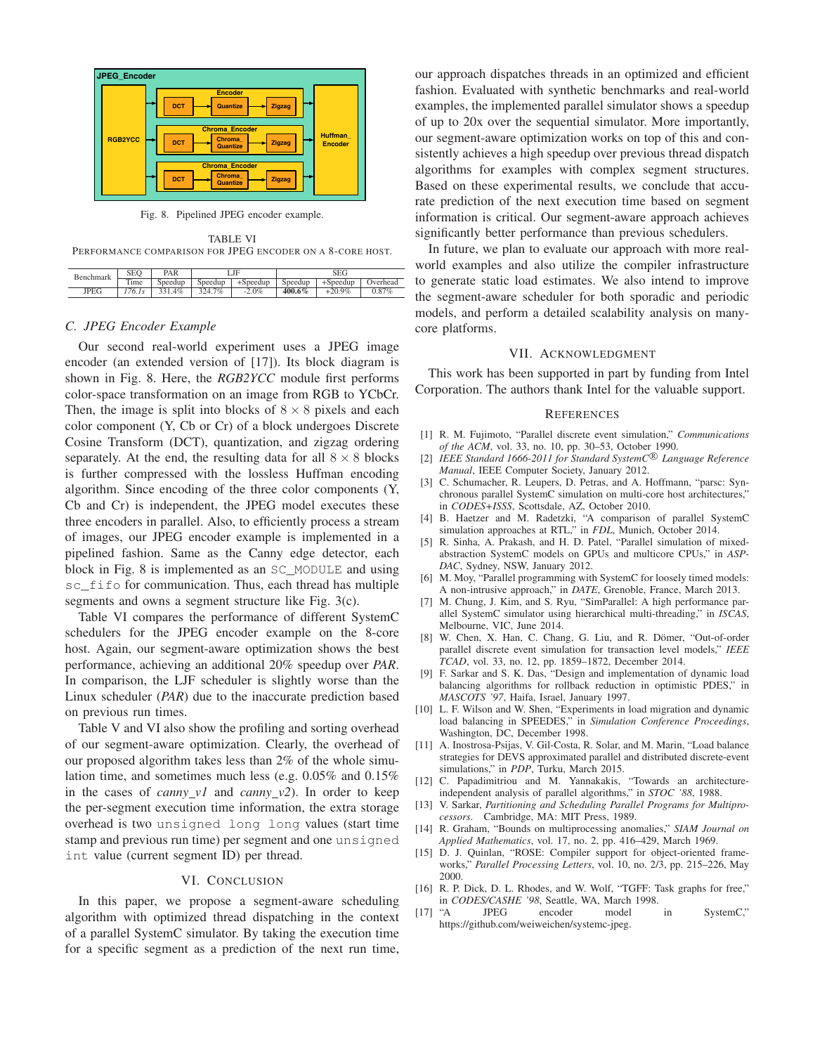JPEG_Encoder

RGB2YCC

Encoder

DCT

Quantize

Zigzag

Chroma_Encoder

DCT

Chroma_ Quantize

Zigzag

Chroma_Encoder

DCT

Chroma_ Quantize

Zigzag

Huffman_ Encoder

Fig. 8. Pipelined JPEG encoder example.

TABLE VI
PERFORMANCE COMPARISON FOR JPEG ENCODER ON A 8-CORE HOST.

| Benchmark | SEQ | PAR | LJF | | SEG | | |
|---|---|---|---|---|---|---|---|
| | Time | Speedup | Speedup | +Speedup | Speedup | +Speedup | Overhead |
| JPEG | *176.1s* | 331.4% | 324.7% | -2.0% | **400.6%** | +20.9% | 0.87% |

### C. JPEG Encoder Example

Our second real-world experiment uses a JPEG image encoder (an extended version of [17]). Its block diagram is shown in Fig. 8. Here, the *RGB2YCC* module first performs color-space transformation on an image from RGB to YCbCr. Then, the image is split into blocks of $8 \times 8$ pixels and each color component (Y, Cb or Cr) of a block undergoes Discrete Cosine Transform (DCT), quantization, and zigzag ordering separately. At the end, the resulting data for all $8 \times 8$ blocks is further compressed with the lossless Huffman encoding algorithm. Since encoding of the three color components (Y, Cb and Cr) is independent, the JPEG model executes these three encoders in parallel. Also, to efficiently process a stream of images, our JPEG encoder example is implemented in a pipelined fashion. Same as the Canny edge detector, each block in Fig. 8 is implemented as an `SC_MODULE` and using `sc_fifo` for communication. Thus, each thread has multiple segments and owns a segment structure like Fig. 3(c).

Table VI compares the performance of different SystemC schedulers for the JPEG encoder example on the 8-core host. Again, our segment-aware optimization shows the best performance, achieving an additional 20% speedup over *PAR*. In comparison, the LJF scheduler is slightly worse than the Linux scheduler (*PAR*) due to the inaccurate prediction based on previous run times.

Table V and VI also show the profiling and sorting overhead of our segment-aware optimization. Clearly, the overhead of our proposed algorithm takes less than 2% of the whole simulation time, and sometimes much less (e.g. 0.05% and 0.15% in the cases of *canny_v1* and *canny_v2*). In order to keep the per-segment execution time information, the extra storage overhead is two `unsigned long long` values (start time stamp and previous run time) per segment and one `unsigned int` value (current segment ID) per thread.

## VI. Conclusion

In this paper, we propose a segment-aware scheduling algorithm with optimized thread dispatching in the context of a parallel SystemC simulator. By taking the execution time for a specific segment as a prediction of the next run time, our approach dispatches threads in an optimized and efficient fashion. Evaluated with synthetic benchmarks and real-world examples, the implemented parallel simulator shows a speedup of up to 20x over the sequential simulator. More importantly, our segment-aware optimization works on top of this and consistently achieves a high speedup over previous thread dispatch algorithms for examples with complex segment structures. Based on these experimental results, we conclude that accurate prediction of the next execution time based on segment information is critical. Our segment-aware approach achieves significantly better performance than previous schedulers.

In future, we plan to evaluate our approach with more real-world examples and also utilize the compiler infrastructure to generate static load estimates. We also intend to improve the segment-aware scheduler for both sporadic and periodic models, and perform a detailed scalability analysis on many-core platforms.

## VII. Acknowledgment

This work has been supported in part by funding from Intel Corporation. The authors thank Intel for the valuable support.

## References

[1] R. M. Fujimoto, "Parallel discrete event simulation," *Communications of the ACM*, vol. 33, no. 10, pp. 30–53, October 1990.

[2] *IEEE Standard 1666-2011 for Standard SystemC® Language Reference Manual*, IEEE Computer Society, January 2012.

[3] C. Schumacher, R. Leupers, D. Petras, and A. Hoffmann, "parsc: Synchronous parallel SystemC simulation on multi-core host architectures," in *CODES+ISSS*, Scottsdale, AZ, October 2010.

[4] B. Haetzer and M. Radetzki, "A comparison of parallel SystemC simulation approaches at RTL," in *FDL*, Munich, October 2014.

[5] R. Sinha, A. Prakash, and H. D. Patel, "Parallel simulation of mixed-abstraction SystemC models on GPUs and multicore CPUs," in *ASP-DAC*, Sydney, NSW, January 2012.

[6] M. Moy, "Parallel programming with SystemC for loosely timed models: A non-intrusive approach," in *DATE*, Grenoble, France, March 2013.

[7] M. Chung, J. Kim, and S. Ryu, "SimParallel: A high performance parallel SystemC simulator using hierarchical multi-threading," in *ISCAS*, Melbourne, VIC, June 2014.

[8] W. Chen, X. Han, C. Chang, G. Liu, and R. Dömer, "Out-of-order parallel discrete event simulation for transaction level models," *IEEE TCAD*, vol. 33, no. 12, pp. 1859–1872, December 2014.

[9] F. Sarkar and S. K. Das, "Design and implementation of dynamic load balancing algorithms for rollback reduction in optimistic PDES," in *MASCOTS '97*, Haifa, Israel, January 1997.

[10] L. F. Wilson and W. Shen, "Experiments in load migration and dynamic load balancing in SPEEDES," in *Simulation Conference Proceedings*, Washington, DC, December 1998.

[11] A. Inostrosa-Psijas, V. Gil-Costa, R. Solar, and M. Marin, "Load balance strategies for DEVS approximated parallel and distributed discrete-event simulations," in *PDP*, Turku, March 2015.

[12] C. Papadimitriou and M. Yannakakis, "Towards an architecture-independent analysis of parallel algorithms," in *STOC '88*, 1988.

[13] V. Sarkar, *Partitioning and Scheduling Parallel Programs for Multiprocessors*. Cambridge, MA: MIT Press, 1989.

[14] R. Graham, "Bounds on multiprocessing anomalies," *SIAM Journal on Applied Mathematics*, vol. 17, no. 2, pp. 416–429, March 1969.

[15] D. J. Quinlan, "ROSE: Compiler support for object-oriented frameworks," *Parallel Processing Letters*, vol. 10, no. 2/3, pp. 215–226, May 2000.

[16] R. P. Dick, D. L. Rhodes, and W. Wolf, "TGFF: Task graphs for free," in *CODES/CASHE '98*, Seattle, WA, March 1998.

[17] "A JPEG encoder model in SystemC," https://github.com/weiweichen/systemc-jpeg.